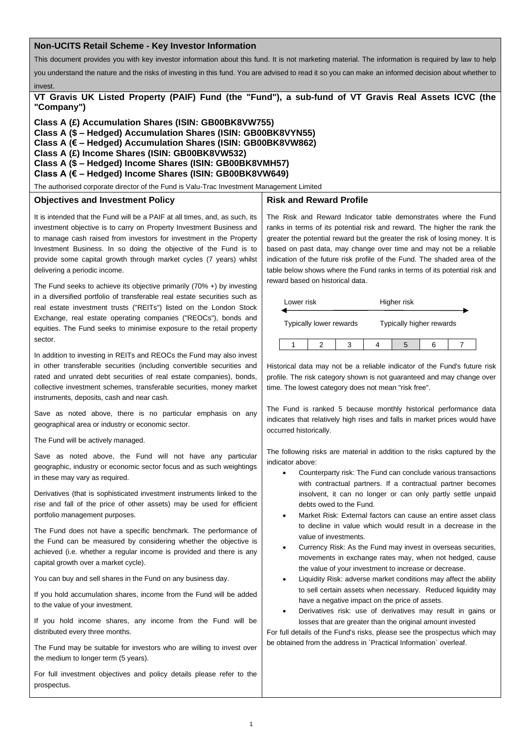## Non-UCITS Retail Scheme - Key Investor Information

This document provides you with key investor information about this fund. It is not marketing material. The information is required by law to help you understand the nature and the risks of investing in this fund. You are advised to read it so you can make an informed decision about whether to invest.

## VT Gravis UK Listed Property (PAIF) Fund (the "Fund"), a sub-fund of VT Gravis Real Assets ICVC (the "Company")

**Class A (£) Accumulation Shares (ISIN: GB00BK8VW755)**
**Class A ($ – Hedged) Accumulation Shares (ISIN: GB00BK8VYN55)**
**Class A (€ – Hedged) Accumulation Shares (ISIN: GB00BK8VW862)**
**Class A (£) Income Shares (ISIN: GB00BK8VW532)**
**Class A ($ – Hedged) Income Shares (ISIN: GB00BK8VMH57)**
**Class A (€ – Hedged) Income Shares (ISIN: GB00BK8VW649)**

The authorised corporate director of the Fund is Valu-Trac Investment Management Limited

### Objectives and Investment Policy

It is intended that the Fund will be a PAIF at all times, and, as such, its investment objective is to carry on Property Investment Business and to manage cash raised from investors for investment in the Property Investment Business. In so doing the objective of the Fund is to provide some capital growth through market cycles (7 years) whilst delivering a periodic income.

The Fund seeks to achieve its objective primarily (70% +) by investing in a diversified portfolio of transferable real estate securities such as real estate investment trusts ("REITs") listed on the London Stock Exchange, real estate operating companies ("REOCs"), bonds and equities. The Fund seeks to minimise exposure to the retail property sector.

In addition to investing in REITs and REOCs the Fund may also invest in other transferable securities (including convertible securities and rated and unrated debt securities of real estate companies), bonds, collective investment schemes, transferable securities, money market instruments, deposits, cash and near cash.

Save as noted above, there is no particular emphasis on any geographical area or industry or economic sector.

The Fund will be actively managed.

Save as noted above, the Fund will not have any particular geographic, industry or economic sector focus and as such weightings in these may vary as required.

Derivatives (that is sophisticated investment instruments linked to the rise and fall of the price of other assets) may be used for efficient portfolio management purposes.

The Fund does not have a specific benchmark. The performance of the Fund can be measured by considering whether the objective is achieved (i.e. whether a regular income is provided and there is any capital growth over a market cycle).

You can buy and sell shares in the Fund on any business day.

If you hold accumulation shares, income from the Fund will be added to the value of your investment.

If you hold income shares, any income from the Fund will be distributed every three months.

The Fund may be suitable for investors who are willing to invest over the medium to longer term (5 years).

For full investment objectives and policy details please refer to the prospectus.

### Risk and Reward Profile

The Risk and Reward Indicator table demonstrates where the Fund ranks in terms of its potential risk and reward. The higher the rank the greater the potential reward but the greater the risk of losing money. It is based on past data, may change over time and may not be a reliable indication of the future risk profile of the Fund. The shaded area of the table below shows where the Fund ranks in terms of its potential risk and reward based on historical data.

| Lower risk | | | | Higher risk | | |
|---|---|---|---|---|---|---|
| Typically lower rewards | | | | Typically higher rewards | | |
| 1 | 2 | 3 | 4 | **5** | 6 | 7 |

Historical data may not be a reliable indicator of the Fund's future risk profile. The risk category shown is not guaranteed and may change over time. The lowest category does not mean "risk free".

The Fund is ranked 5 because monthly historical performance data indicates that relatively high rises and falls in market prices would have occurred historically.

The following risks are material in addition to the risks captured by the indicator above:

- Counterparty risk: The Fund can conclude various transactions with contractual partners. If a contractual partner becomes insolvent, it can no longer or can only partly settle unpaid debts owed to the Fund.
- Market Risk: External factors can cause an entire asset class to decline in value which would result in a decrease in the value of investments.
- Currency Risk: As the Fund may invest in overseas securities, movements in exchange rates may, when not hedged, cause the value of your investment to increase or decrease.
- Liquidity Risk: adverse market conditions may affect the ability to sell certain assets when necessary. Reduced liquidity may have a negative impact on the price of assets.
- Derivatives risk: use of derivatives may result in gains or losses that are greater than the original amount invested

For full details of the Fund's risks, please see the prospectus which may be obtained from the address in `Practical Information` overleaf.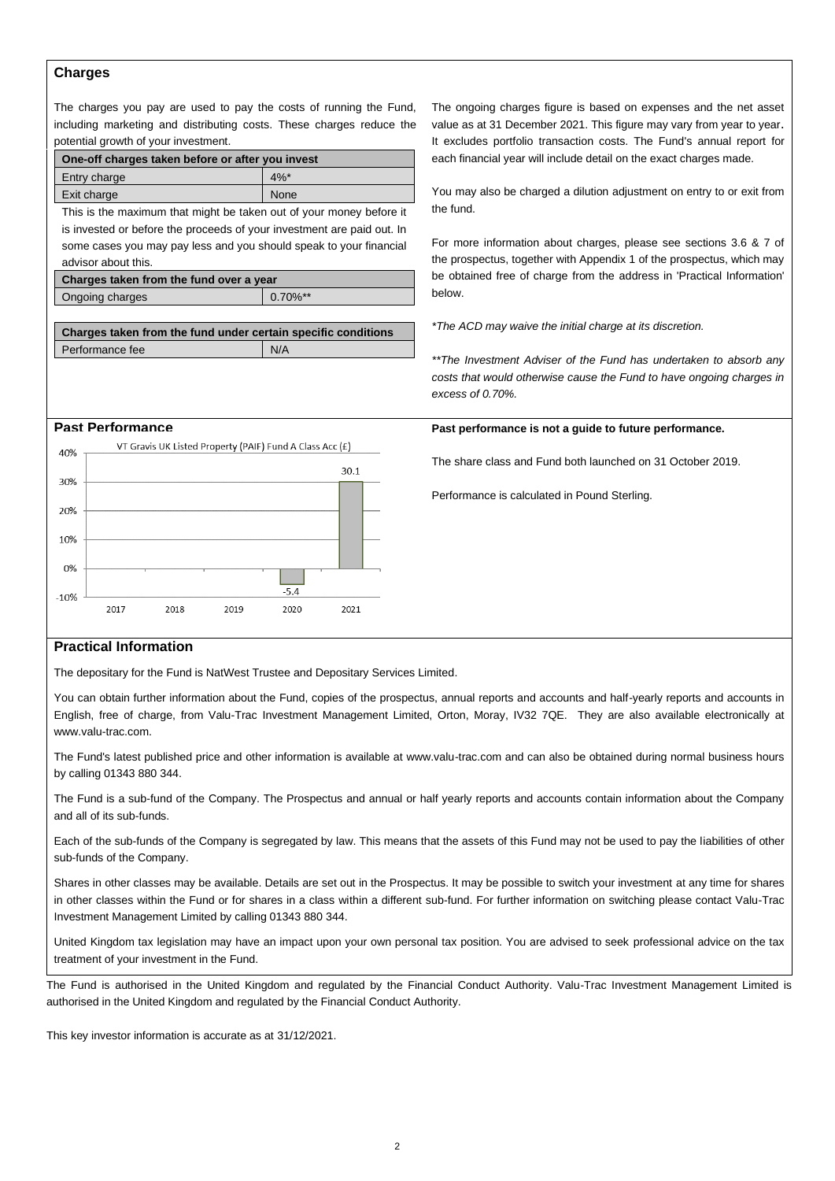## Charges

The charges you pay are used to pay the costs of running the Fund, including marketing and distributing costs. These charges reduce the potential growth of your investment.

| One-off charges taken before or after you invest | |
|---|---|
| Entry charge | 4%* |
| Exit charge | None |

This is the maximum that might be taken out of your money before it is invested or before the proceeds of your investment are paid out. In some cases you may pay less and you should speak to your financial advisor about this.

| Charges taken from the fund over a year | |
|---|---|
| Ongoing charges | 0.70%** |

| Charges taken from the fund under certain specific conditions | |
|---|---|
| Performance fee | N/A |

The ongoing charges figure is based on expenses and the net asset value as at 31 December 2021. This figure may vary from year to year. It excludes portfolio transaction costs. The Fund's annual report for each financial year will include detail on the exact charges made.

You may also be charged a dilution adjustment on entry to or exit from the fund.

For more information about charges, please see sections 3.6 & 7 of the prospectus, together with Appendix 1 of the prospectus, which may be obtained free of charge from the address in 'Practical Information' below.

*\*The ACD may waive the initial charge at its discretion.*

*\*\*The Investment Adviser of the Fund has undertaken to absorb any costs that would otherwise cause the Fund to have ongoing charges in excess of 0.70%.*

## Past Performance

VT Gravis UK Listed Property (PAIF) Fund A Class Acc (£)

40%
30%
20%
10%
0%
-10%

-5.4
30.1

2017 2018 2019 2020 2021

**Past performance is not a guide to future performance.**

The share class and Fund both launched on 31 October 2019.

Performance is calculated in Pound Sterling.

## Practical Information

The depositary for the Fund is NatWest Trustee and Depositary Services Limited.

You can obtain further information about the Fund, copies of the prospectus, annual reports and accounts and half-yearly reports and accounts in English, free of charge, from Valu-Trac Investment Management Limited, Orton, Moray, IV32 7QE. They are also available electronically at www.valu-trac.com.

The Fund's latest published price and other information is available at www.valu-trac.com and can also be obtained during normal business hours by calling 01343 880 344.

The Fund is a sub-fund of the Company. The Prospectus and annual or half yearly reports and accounts contain information about the Company and all of its sub-funds.

Each of the sub-funds of the Company is segregated by law. This means that the assets of this Fund may not be used to pay the liabilities of other sub-funds of the Company.

Shares in other classes may be available. Details are set out in the Prospectus. It may be possible to switch your investment at any time for shares in other classes within the Fund or for shares in a class within a different sub-fund. For further information on switching please contact Valu-Trac Investment Management Limited by calling 01343 880 344.

United Kingdom tax legislation may have an impact upon your own personal tax position. You are advised to seek professional advice on the tax treatment of your investment in the Fund.

The Fund is authorised in the United Kingdom and regulated by the Financial Conduct Authority. Valu-Trac Investment Management Limited is authorised in the United Kingdom and regulated by the Financial Conduct Authority.

This key investor information is accurate as at 31/12/2021.